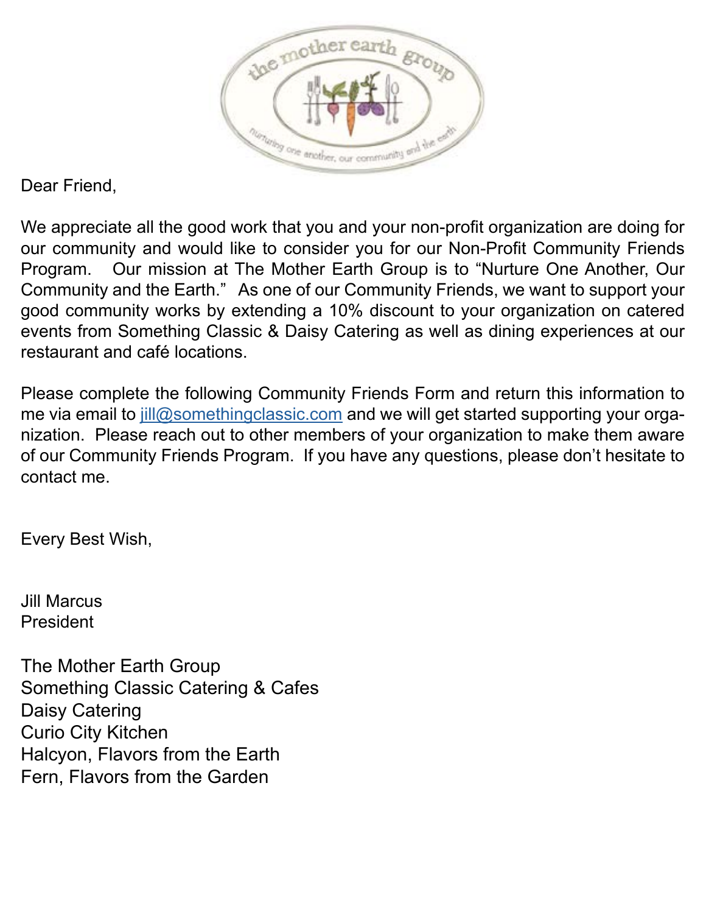Dear Friend,

We appreciate all the good work that you and your non-profit organization are doing for our community and would like to consider you for our Non-Profit Community Friends Program. Our mission at The Mother Earth Group is to "Nurture One Another, Our Community and the Earth." As one of our Community Friends, we want to support your good community works by extending a 10% discount to your organization on catered events from Something Classic & Daisy Catering as well as dining experiences at our restaurant and café locations.

Please complete the following Community Friends Form and return this information to me via email to jill@somethingclassic.com and we will get started supporting your organization. Please reach out to other members of your organization to make them aware of our Community Friends Program. If you have any questions, please don't hesitate to contact me.

Every Best Wish,

Jill Marcus
President

The Mother Earth Group
Something Classic Catering & Cafes
Daisy Catering
Curio City Kitchen
Halcyon, Flavors from the Earth
Fern, Flavors from the Garden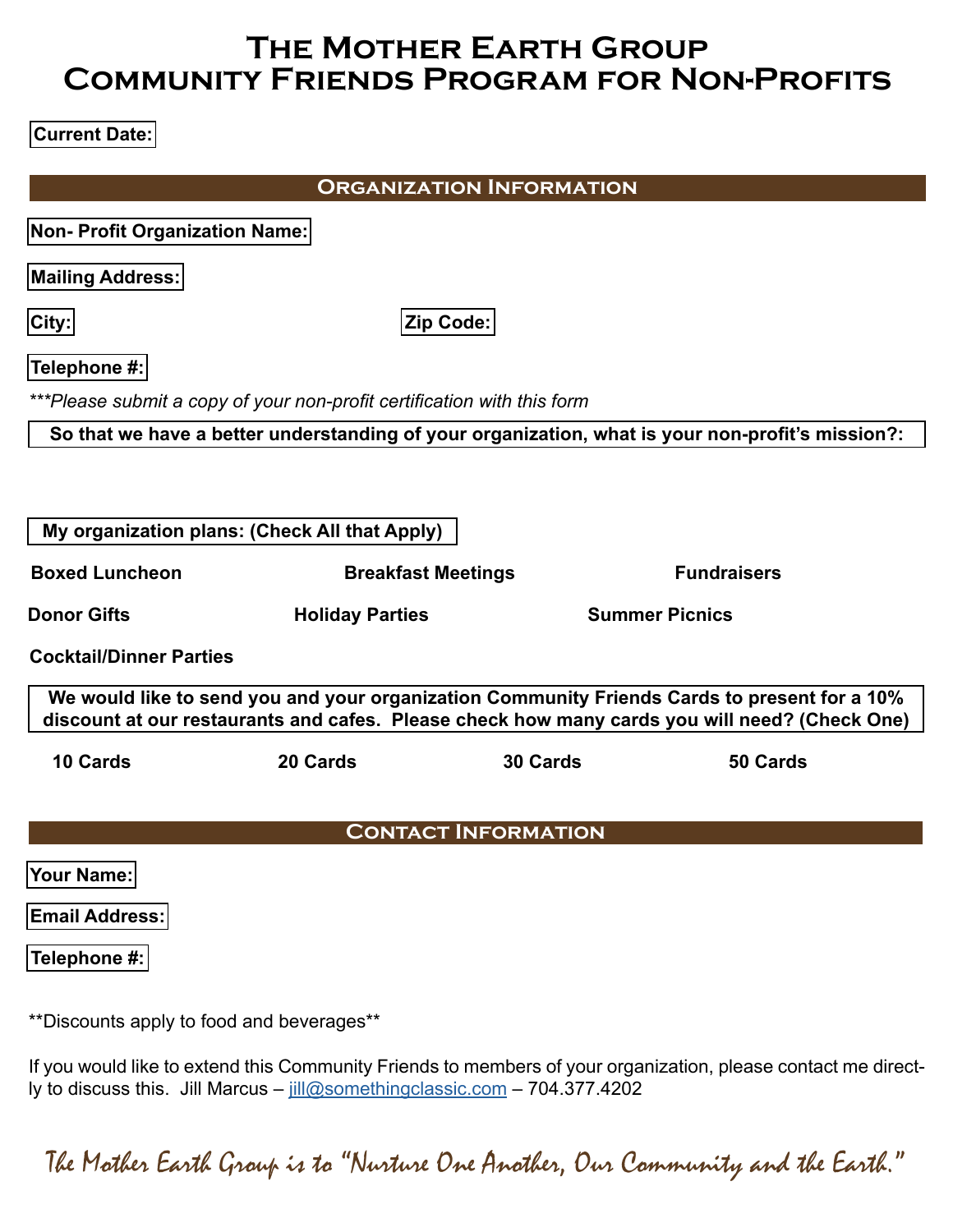# The Mother Earth Group
# Community Friends Program for Non-Profits

**Current Date:**

## Organization Information

**Non- Profit Organization Name:**

**Mailing Address:**

**City:** **Zip Code:**

**Telephone #:**

*\*\*\*Please submit a copy of your non-profit certification with this form*

**So that we have a better understanding of your organization, what is your non-profit's mission?:**

**My organization plans: (Check All that Apply)**

**Boxed Luncheon** **Breakfast Meetings** **Fundraisers**

**Donor Gifts** **Holiday Parties** **Summer Picnics**

**Cocktail/Dinner Parties**

**We would like to send you and your organization Community Friends Cards to present for a 10% discount at our restaurants and cafes. Please check how many cards you will need? (Check One)**

**10 Cards** **20 Cards** **30 Cards** **50 Cards**

## Contact Information

**Your Name:**

**Email Address:**

**Telephone #:**

\*\*Discounts apply to food and beverages\*\*

If you would like to extend this Community Friends to members of your organization, please contact me directly to discuss this. Jill Marcus – jill@somethingclassic.com – 704.377.4202

*The Mother Earth Group is to "Nurture One Another, Our Community and the Earth."*